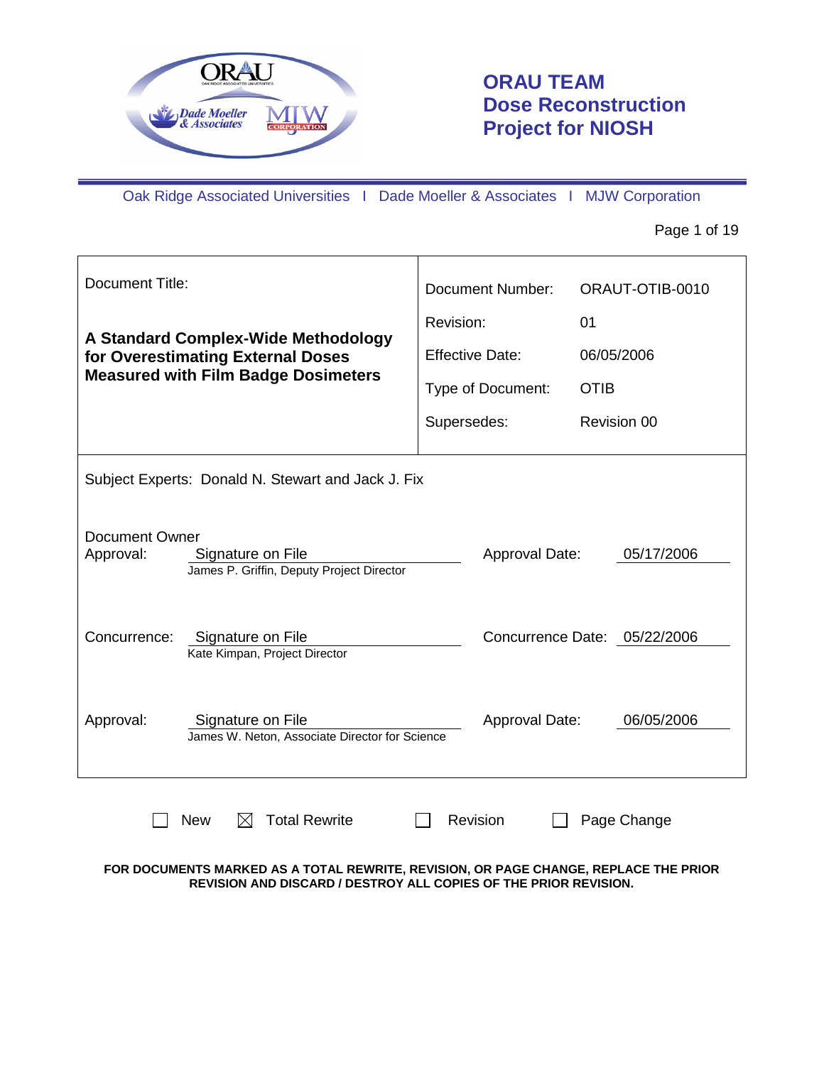# ORAU TEAM Dose Reconstruction Project for NIOSH

Oak Ridge Associated Universities I Dade Moeller & Associates I MJW Corporation

| Document Title: | |
|---|---|
| **A Standard Complex-Wide Methodology for Overestimating External Doses Measured with Film Badge Dosimeters** | Document Number: ORAUT-OTIB-0010<br>Revision: 01<br>Effective Date: 06/05/2006<br>Type of Document: OTIB<br>Supersedes: Revision 00 |

Subject Experts: Donald N. Stewart and Jack J. Fix

| | | | |
|---|---|---|---|
| Document Owner Approval: | Signature on File<br>James P. Griffin, Deputy Project Director | Approval Date: | 05/17/2006 |
| Concurrence: | Signature on File<br>Kate Kimpan, Project Director | Concurrence Date: | 05/22/2006 |
| Approval: | Signature on File<br>James W. Neton, Associate Director for Science | Approval Date: | 06/05/2006 |

☐ New ☒ Total Rewrite ☐ Revision ☐ Page Change

**FOR DOCUMENTS MARKED AS A TOTAL REWRITE, REVISION, OR PAGE CHANGE, REPLACE THE PRIOR REVISION AND DISCARD / DESTROY ALL COPIES OF THE PRIOR REVISION.**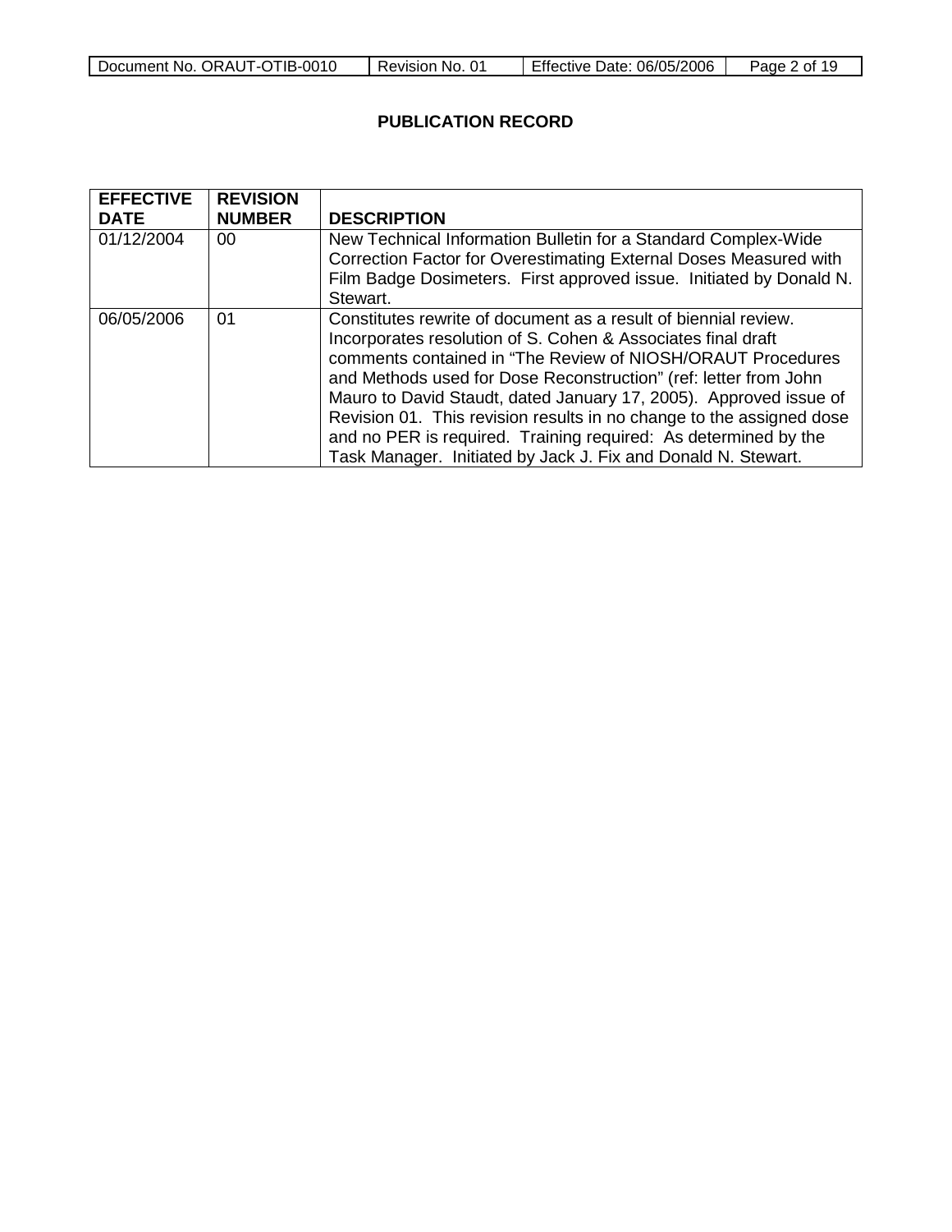## PUBLICATION RECORD

| EFFECTIVE DATE | REVISION NUMBER | DESCRIPTION |
|---|---|---|
| 01/12/2004 | 00 | New Technical Information Bulletin for a Standard Complex-Wide Correction Factor for Overestimating External Doses Measured with Film Badge Dosimeters. First approved issue. Initiated by Donald N. Stewart. |
| 06/05/2006 | 01 | Constitutes rewrite of document as a result of biennial review. Incorporates resolution of S. Cohen & Associates final draft comments contained in "The Review of NIOSH/ORAUT Procedures and Methods used for Dose Reconstruction" (ref: letter from John Mauro to David Staudt, dated January 17, 2005). Approved issue of Revision 01. This revision results in no change to the assigned dose and no PER is required. Training required: As determined by the Task Manager. Initiated by Jack J. Fix and Donald N. Stewart. |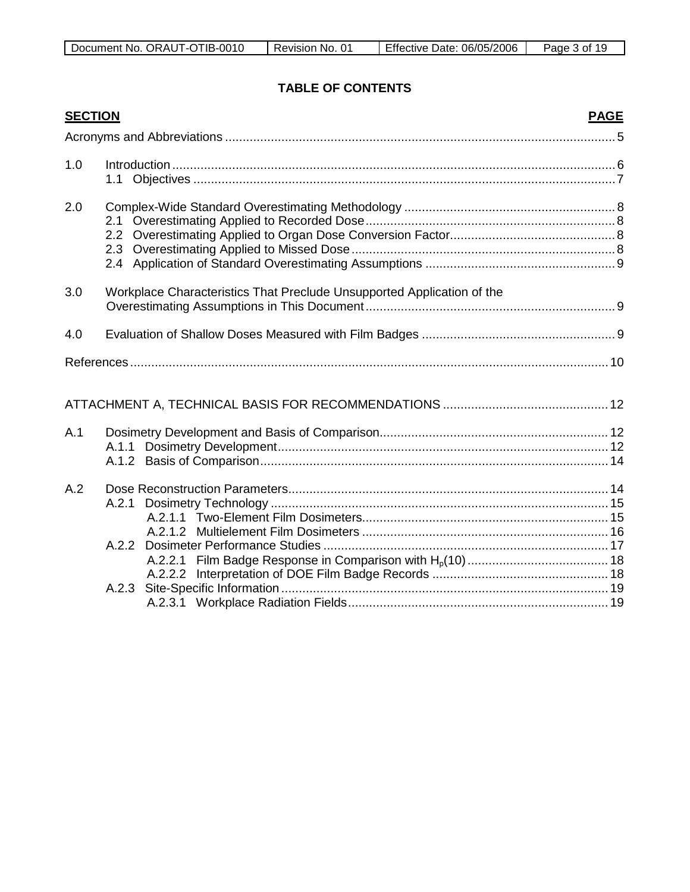**TABLE OF CONTENTS**

| SECTION | | PAGE |
|---|---|---|
| Acronyms and Abbreviations | | 5 |
| 1.0 | Introduction | 6 |
| | 1.1 Objectives | 7 |
| 2.0 | Complex-Wide Standard Overestimating Methodology | 8 |
| | 2.1 Overestimating Applied to Recorded Dose | 8 |
| | 2.2 Overestimating Applied to Organ Dose Conversion Factor | 8 |
| | 2.3 Overestimating Applied to Missed Dose | 8 |
| | 2.4 Application of Standard Overestimating Assumptions | 9 |
| 3.0 | Workplace Characteristics That Preclude Unsupported Application of the Overestimating Assumptions in This Document | 9 |
| 4.0 | Evaluation of Shallow Doses Measured with Film Badges | 9 |
| References | | 10 |
| ATTACHMENT A, TECHNICAL BASIS FOR RECOMMENDATIONS | | 12 |
| A.1 | Dosimetry Development and Basis of Comparison | 12 |
| | A.1.1 Dosimetry Development | 12 |
| | A.1.2 Basis of Comparison | 14 |
| A.2 | Dose Reconstruction Parameters | 14 |
| | A.2.1 Dosimetry Technology | 15 |
| | A.2.1.1 Two-Element Film Dosimeters | 15 |
| | A.2.1.2 Multielement Film Dosimeters | 16 |
| | A.2.2 Dosimeter Performance Studies | 17 |
| | A.2.2.1 Film Badge Response in Comparison with $H_p(10)$ | 18 |
| | A.2.2.2 Interpretation of DOE Film Badge Records | 18 |
| | A.2.3 Site-Specific Information | 19 |
| | A.2.3.1 Workplace Radiation Fields | 19 |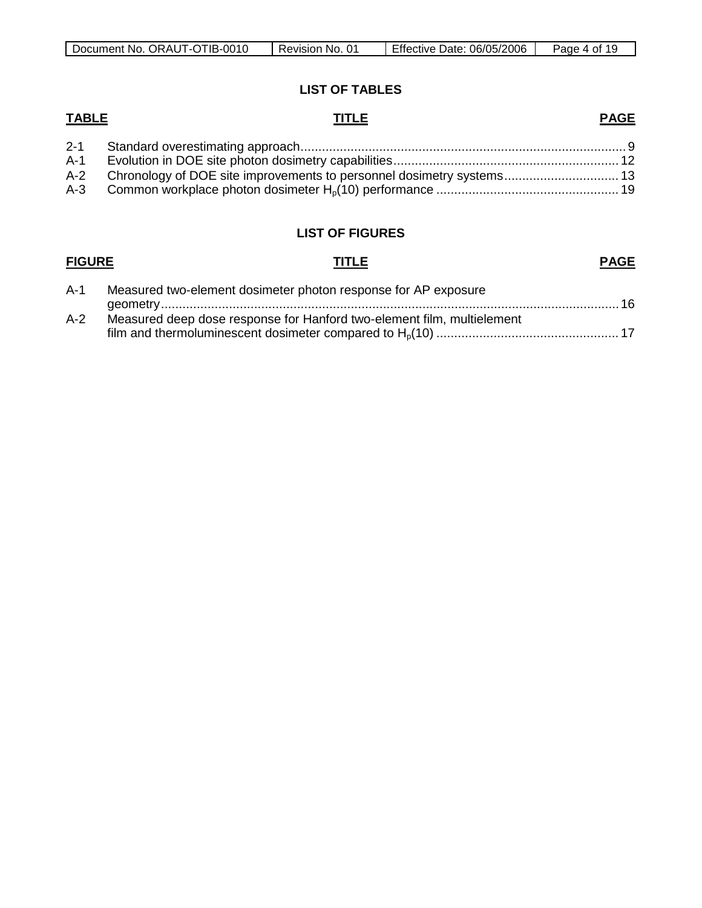## LIST OF TABLES

| TABLE | TITLE | PAGE |
|---|---|---|
| 2-1 | Standard overestimating approach | 9 |
| A-1 | Evolution in DOE site photon dosimetry capabilities | 12 |
| A-2 | Chronology of DOE site improvements to personnel dosimetry systems | 13 |
| A-3 | Common workplace photon dosimeter $H_p(10)$ performance | 19 |

## LIST OF FIGURES

| FIGURE | TITLE | PAGE |
|---|---|---|
| A-1 | Measured two-element dosimeter photon response for AP exposure geometry | 16 |
| A-2 | Measured deep dose response for Hanford two-element film, multielement film and thermoluminescent dosimeter compared to $H_p(10)$ | 17 |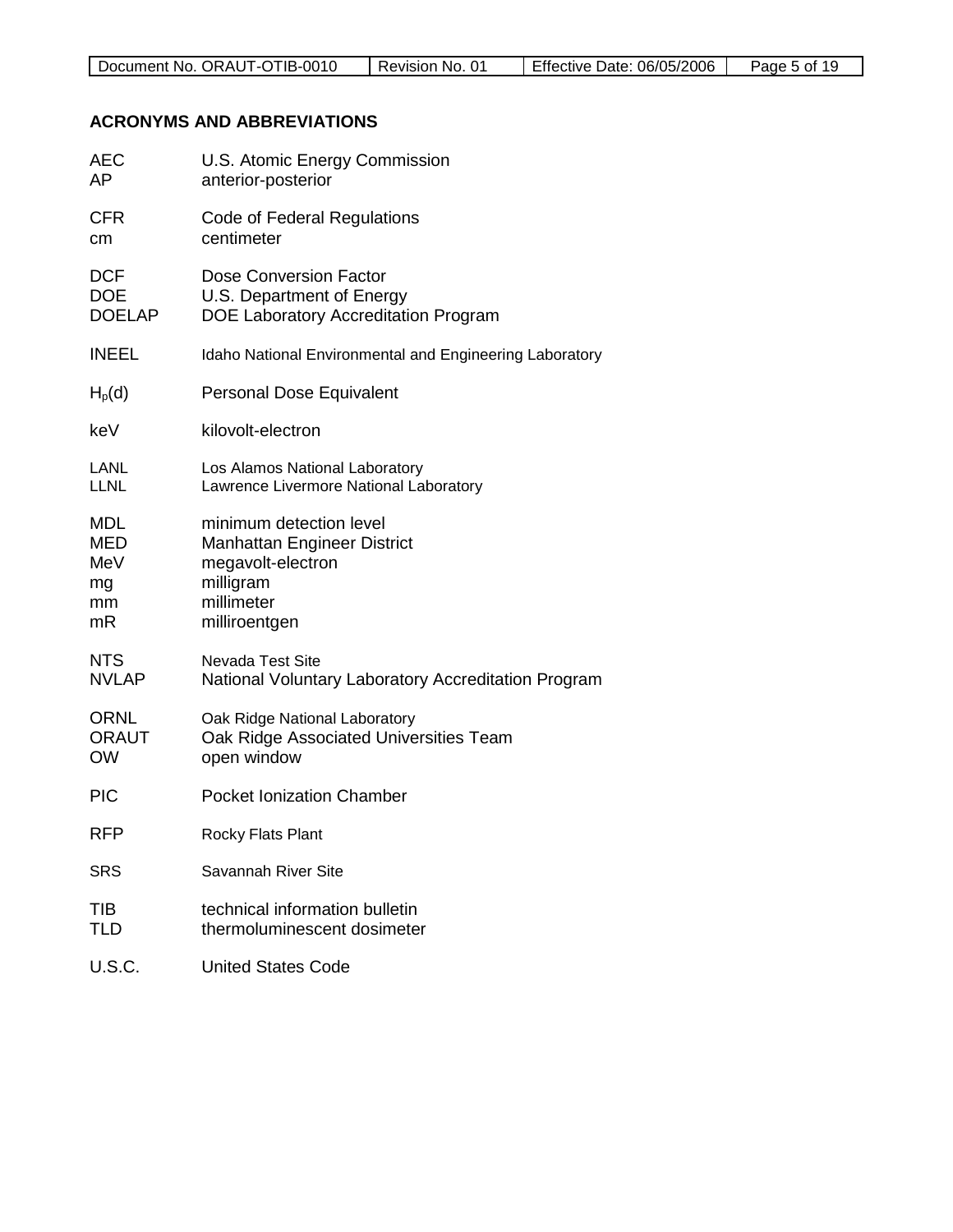## ACRONYMS AND ABBREVIATIONS

| | |
|---|---|
| AEC | U.S. Atomic Energy Commission |
| AP | anterior-posterior |
| CFR | Code of Federal Regulations |
| cm | centimeter |
| DCF | Dose Conversion Factor |
| DOE | U.S. Department of Energy |
| DOELAP | DOE Laboratory Accreditation Program |
| INEEL | Idaho National Environmental and Engineering Laboratory |
| $H_p(d)$ | Personal Dose Equivalent |
| keV | kilovolt-electron |
| LANL | Los Alamos National Laboratory |
| LLNL | Lawrence Livermore National Laboratory |
| MDL | minimum detection level |
| MED | Manhattan Engineer District |
| MeV | megavolt-electron |
| mg | milligram |
| mm | millimeter |
| mR | milliroentgen |
| NTS | Nevada Test Site |
| NVLAP | National Voluntary Laboratory Accreditation Program |
| ORNL | Oak Ridge National Laboratory |
| ORAUT | Oak Ridge Associated Universities Team |
| OW | open window |
| PIC | Pocket Ionization Chamber |
| RFP | Rocky Flats Plant |
| SRS | Savannah River Site |
| TIB | technical information bulletin |
| TLD | thermoluminescent dosimeter |
| U.S.C. | United States Code |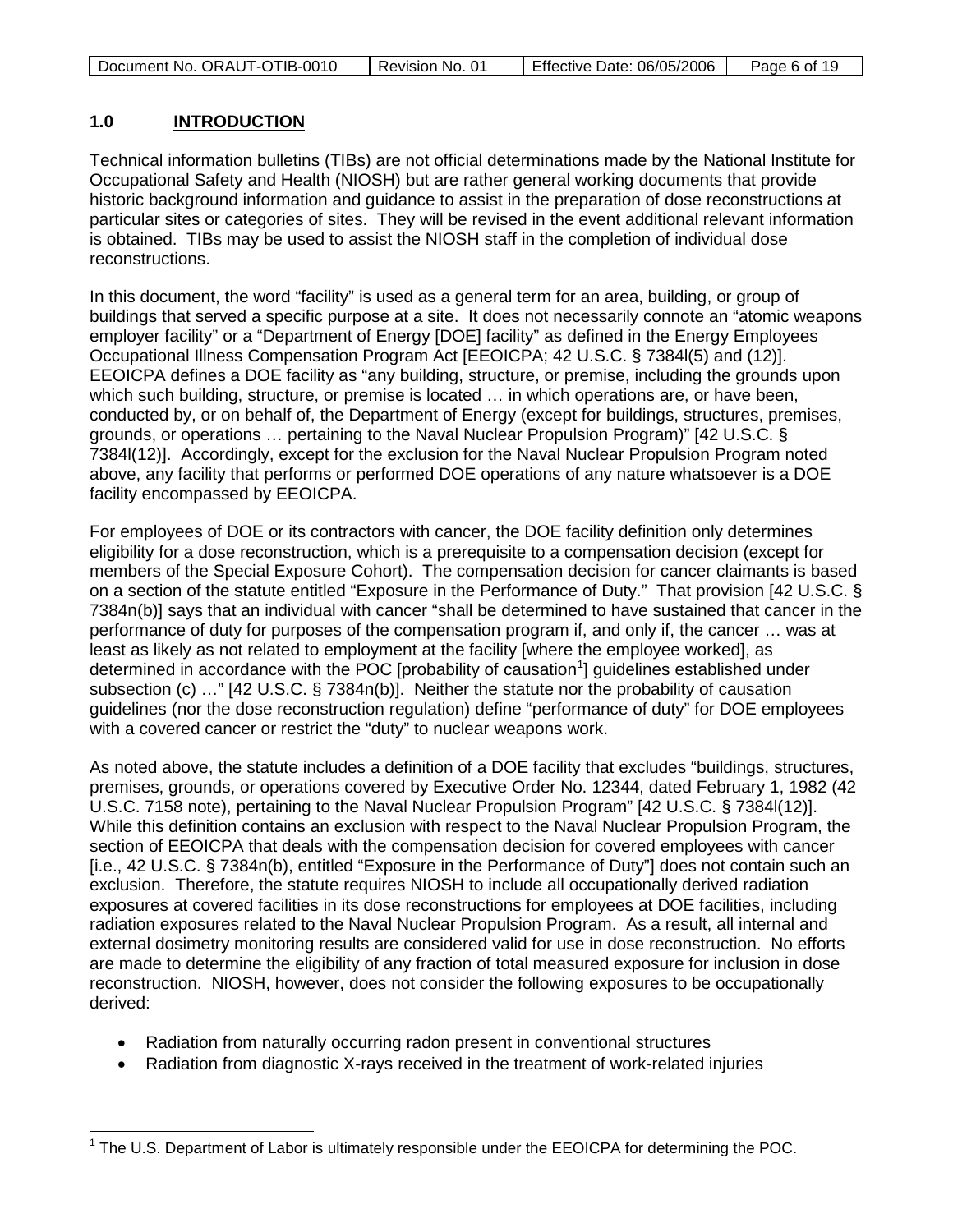## 1.0 INTRODUCTION

Technical information bulletins (TIBs) are not official determinations made by the National Institute for Occupational Safety and Health (NIOSH) but are rather general working documents that provide historic background information and guidance to assist in the preparation of dose reconstructions at particular sites or categories of sites. They will be revised in the event additional relevant information is obtained. TIBs may be used to assist the NIOSH staff in the completion of individual dose reconstructions.

In this document, the word "facility" is used as a general term for an area, building, or group of buildings that served a specific purpose at a site. It does not necessarily connote an "atomic weapons employer facility" or a "Department of Energy [DOE] facility" as defined in the Energy Employees Occupational Illness Compensation Program Act [EEOICPA; 42 U.S.C. § 7384l(5) and (12)]. EEOICPA defines a DOE facility as "any building, structure, or premise, including the grounds upon which such building, structure, or premise is located … in which operations are, or have been, conducted by, or on behalf of, the Department of Energy (except for buildings, structures, premises, grounds, or operations … pertaining to the Naval Nuclear Propulsion Program)" [42 U.S.C. § 7384l(12)]. Accordingly, except for the exclusion for the Naval Nuclear Propulsion Program noted above, any facility that performs or performed DOE operations of any nature whatsoever is a DOE facility encompassed by EEOICPA.

For employees of DOE or its contractors with cancer, the DOE facility definition only determines eligibility for a dose reconstruction, which is a prerequisite to a compensation decision (except for members of the Special Exposure Cohort). The compensation decision for cancer claimants is based on a section of the statute entitled "Exposure in the Performance of Duty." That provision [42 U.S.C. § 7384n(b)] says that an individual with cancer "shall be determined to have sustained that cancer in the performance of duty for purposes of the compensation program if, and only if, the cancer … was at least as likely as not related to employment at the facility [where the employee worked], as determined in accordance with the POC [probability of causation[1]] guidelines established under subsection (c) …" [42 U.S.C. § 7384n(b)]. Neither the statute nor the probability of causation guidelines (nor the dose reconstruction regulation) define "performance of duty" for DOE employees with a covered cancer or restrict the "duty" to nuclear weapons work.

As noted above, the statute includes a definition of a DOE facility that excludes "buildings, structures, premises, grounds, or operations covered by Executive Order No. 12344, dated February 1, 1982 (42 U.S.C. 7158 note), pertaining to the Naval Nuclear Propulsion Program" [42 U.S.C. § 7384l(12)]. While this definition contains an exclusion with respect to the Naval Nuclear Propulsion Program, the section of EEOICPA that deals with the compensation decision for covered employees with cancer [i.e., 42 U.S.C. § 7384n(b), entitled "Exposure in the Performance of Duty"] does not contain such an exclusion. Therefore, the statute requires NIOSH to include all occupationally derived radiation exposures at covered facilities in its dose reconstructions for employees at DOE facilities, including radiation exposures related to the Naval Nuclear Propulsion Program. As a result, all internal and external dosimetry monitoring results are considered valid for use in dose reconstruction. No efforts are made to determine the eligibility of any fraction of total measured exposure for inclusion in dose reconstruction. NIOSH, however, does not consider the following exposures to be occupationally derived:

- Radiation from naturally occurring radon present in conventional structures
- Radiation from diagnostic X-rays received in the treatment of work-related injuries

[1] The U.S. Department of Labor is ultimately responsible under the EEOICPA for determining the POC.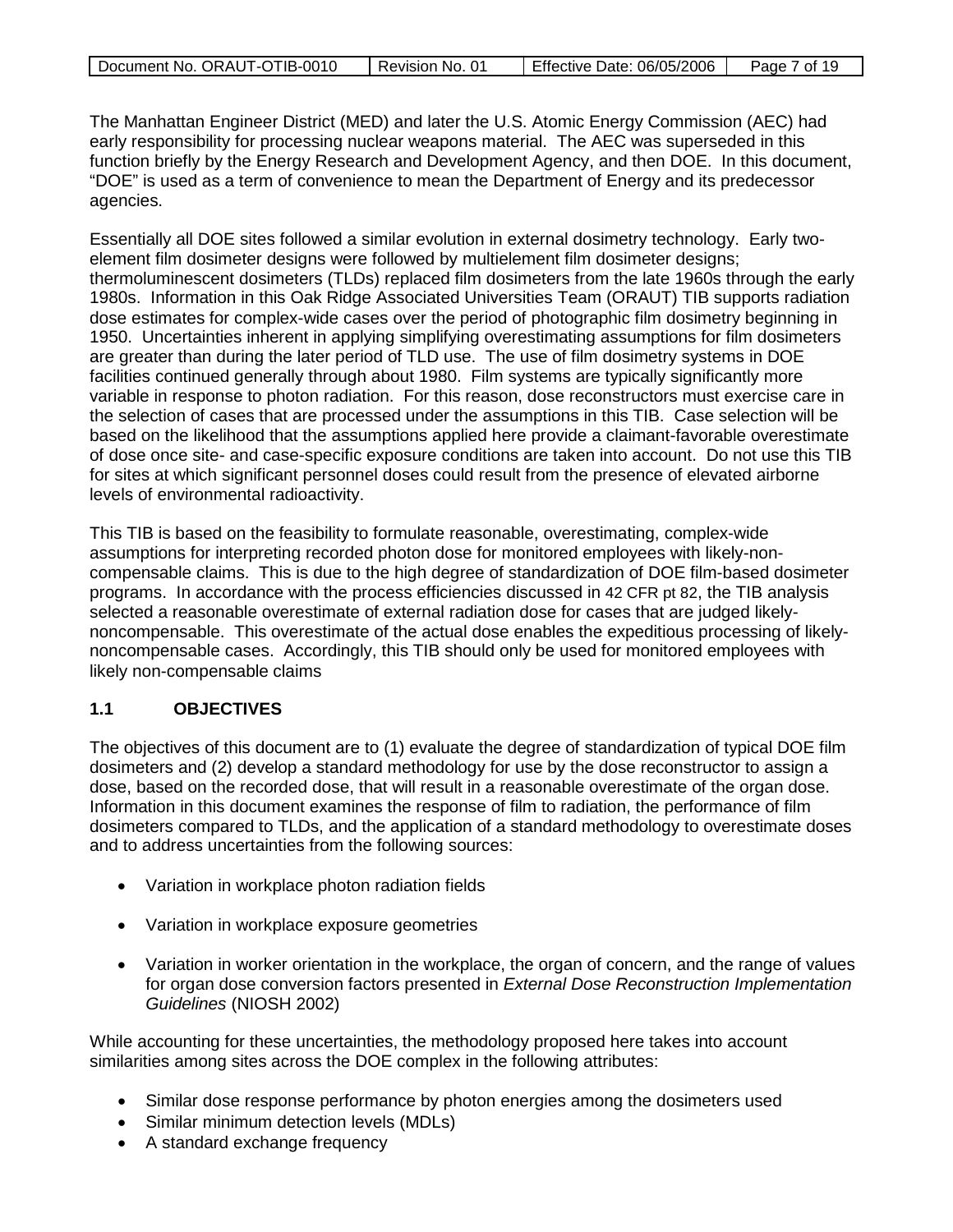The Manhattan Engineer District (MED) and later the U.S. Atomic Energy Commission (AEC) had early responsibility for processing nuclear weapons material. The AEC was superseded in this function briefly by the Energy Research and Development Agency, and then DOE. In this document, "DOE" is used as a term of convenience to mean the Department of Energy and its predecessor agencies.

Essentially all DOE sites followed a similar evolution in external dosimetry technology. Early two-element film dosimeter designs were followed by multielement film dosimeter designs; thermoluminescent dosimeters (TLDs) replaced film dosimeters from the late 1960s through the early 1980s. Information in this Oak Ridge Associated Universities Team (ORAUT) TIB supports radiation dose estimates for complex-wide cases over the period of photographic film dosimetry beginning in 1950. Uncertainties inherent in applying simplifying overestimating assumptions for film dosimeters are greater than during the later period of TLD use. The use of film dosimetry systems in DOE facilities continued generally through about 1980. Film systems are typically significantly more variable in response to photon radiation. For this reason, dose reconstructors must exercise care in the selection of cases that are processed under the assumptions in this TIB. Case selection will be based on the likelihood that the assumptions applied here provide a claimant-favorable overestimate of dose once site- and case-specific exposure conditions are taken into account. Do not use this TIB for sites at which significant personnel doses could result from the presence of elevated airborne levels of environmental radioactivity.

This TIB is based on the feasibility to formulate reasonable, overestimating, complex-wide assumptions for interpreting recorded photon dose for monitored employees with likely-non-compensable claims. This is due to the high degree of standardization of DOE film-based dosimeter programs. In accordance with the process efficiencies discussed in 42 CFR pt 82, the TIB analysis selected a reasonable overestimate of external radiation dose for cases that are judged likely-noncompensable. This overestimate of the actual dose enables the expeditious processing of likely-noncompensable cases. Accordingly, this TIB should only be used for monitored employees with likely non-compensable claims

## 1.1 OBJECTIVES

The objectives of this document are to (1) evaluate the degree of standardization of typical DOE film dosimeters and (2) develop a standard methodology for use by the dose reconstructor to assign a dose, based on the recorded dose, that will result in a reasonable overestimate of the organ dose. Information in this document examines the response of film to radiation, the performance of film dosimeters compared to TLDs, and the application of a standard methodology to overestimate doses and to address uncertainties from the following sources:

- Variation in workplace photon radiation fields
- Variation in workplace exposure geometries
- Variation in worker orientation in the workplace, the organ of concern, and the range of values for organ dose conversion factors presented in *External Dose Reconstruction Implementation Guidelines* (NIOSH 2002)

While accounting for these uncertainties, the methodology proposed here takes into account similarities among sites across the DOE complex in the following attributes:

- Similar dose response performance by photon energies among the dosimeters used
- Similar minimum detection levels (MDLs)
- A standard exchange frequency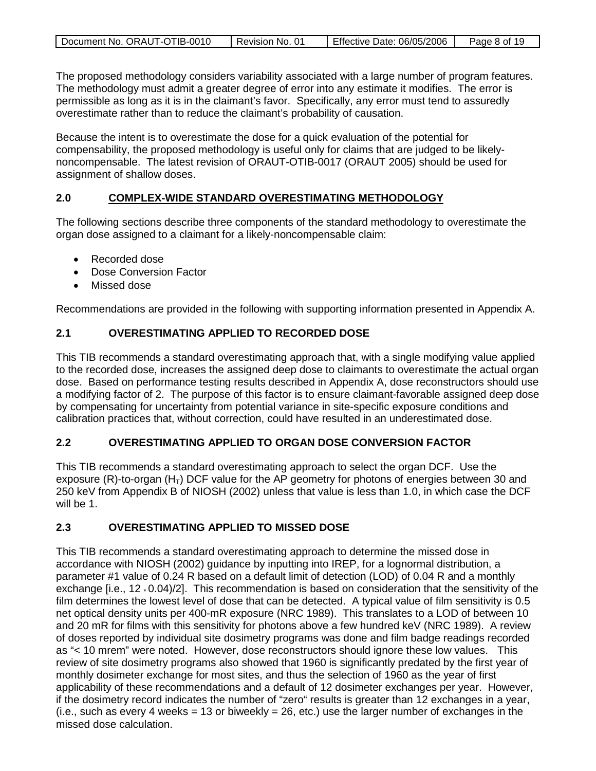The proposed methodology considers variability associated with a large number of program features. The methodology must admit a greater degree of error into any estimate it modifies. The error is permissible as long as it is in the claimant's favor. Specifically, any error must tend to assuredly overestimate rather than to reduce the claimant's probability of causation.

Because the intent is to overestimate the dose for a quick evaluation of the potential for compensability, the proposed methodology is useful only for claims that are judged to be likely-noncompensable. The latest revision of ORAUT-OTIB-0017 (ORAUT 2005) should be used for assignment of shallow doses.

## 2.0 COMPLEX-WIDE STANDARD OVERESTIMATING METHODOLOGY

The following sections describe three components of the standard methodology to overestimate the organ dose assigned to a claimant for a likely-noncompensable claim:

- Recorded dose
- Dose Conversion Factor
- Missed dose

Recommendations are provided in the following with supporting information presented in Appendix A.

### 2.1 OVERESTIMATING APPLIED TO RECORDED DOSE

This TIB recommends a standard overestimating approach that, with a single modifying value applied to the recorded dose, increases the assigned deep dose to claimants to overestimate the actual organ dose. Based on performance testing results described in Appendix A, dose reconstructors should use a modifying factor of 2. The purpose of this factor is to ensure claimant-favorable assigned deep dose by compensating for uncertainty from potential variance in site-specific exposure conditions and calibration practices that, without correction, could have resulted in an underestimated dose.

### 2.2 OVERESTIMATING APPLIED TO ORGAN DOSE CONVERSION FACTOR

This TIB recommends a standard overestimating approach to select the organ DCF. Use the exposure (R)-to-organ ($H_T$) DCF value for the AP geometry for photons of energies between 30 and 250 keV from Appendix B of NIOSH (2002) unless that value is less than 1.0, in which case the DCF will be 1.

### 2.3 OVERESTIMATING APPLIED TO MISSED DOSE

This TIB recommends a standard overestimating approach to determine the missed dose in accordance with NIOSH (2002) guidance by inputting into IREP, for a lognormal distribution, a parameter #1 value of 0.24 R based on a default limit of detection (LOD) of 0.04 R and a monthly exchange [i.e., $(12 \times 0.04)/2$]. This recommendation is based on consideration that the sensitivity of the film determines the lowest level of dose that can be detected. A typical value of film sensitivity is 0.5 net optical density units per 400-mR exposure (NRC 1989). This translates to a LOD of between 10 and 20 mR for films with this sensitivity for photons above a few hundred keV (NRC 1989). A review of doses reported by individual site dosimetry programs was done and film badge readings recorded as "< 10 mrem" were noted. However, dose reconstructors should ignore these low values. This review of site dosimetry programs also showed that 1960 is significantly predated by the first year of monthly dosimeter exchange for most sites, and thus the selection of 1960 as the year of first applicability of these recommendations and a default of 12 dosimeter exchanges per year. However, if the dosimetry record indicates the number of "zero" results is greater than 12 exchanges in a year, (i.e., such as every 4 weeks = 13 or biweekly = 26, etc.) use the larger number of exchanges in the missed dose calculation.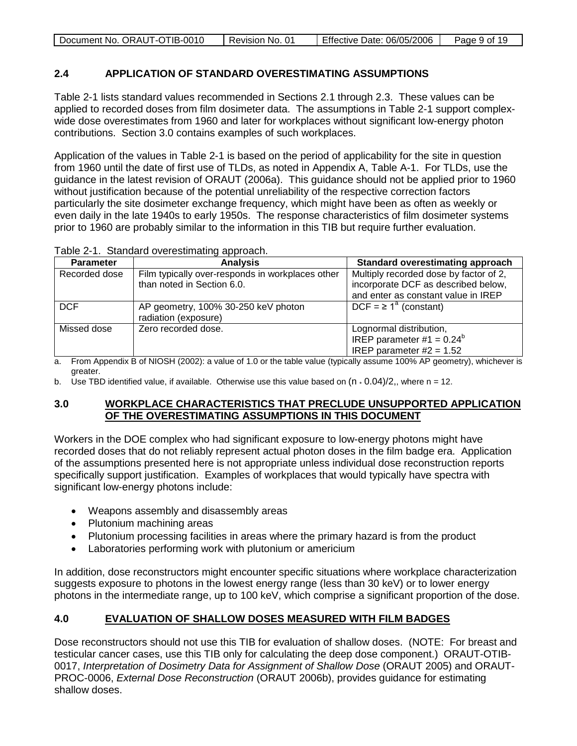## 2.4 APPLICATION OF STANDARD OVERESTIMATING ASSUMPTIONS

Table 2-1 lists standard values recommended in Sections 2.1 through 2.3. These values can be applied to recorded doses from film dosimeter data. The assumptions in Table 2-1 support complex-wide dose overestimates from 1960 and later for workplaces without significant low-energy photon contributions. Section 3.0 contains examples of such workplaces.

Application of the values in Table 2-1 is based on the period of applicability for the site in question from 1960 until the date of first use of TLDs, as noted in Appendix A, Table A-1. For TLDs, use the guidance in the latest revision of ORAUT (2006a). This guidance should not be applied prior to 1960 without justification because of the potential unreliability of the respective correction factors particularly the site dosimeter exchange frequency, which might have been as often as weekly or even daily in the late 1940s to early 1950s. The response characteristics of film dosimeter systems prior to 1960 are probably similar to the information in this TIB but require further evaluation.

Table 2-1. Standard overestimating approach.

| Parameter | Analysis | Standard overestimating approach |
|---|---|---|
| Recorded dose | Film typically over-responds in workplaces other than noted in Section 6.0. | Multiply recorded dose by factor of 2, incorporate DCF as described below, and enter as constant value in IREP |
| DCF | AP geometry, 100% 30-250 keV photon radiation (exposure) | DCF = ≥ 1[a] (constant) |
| Missed dose | Zero recorded dose. | Lognormal distribution, IREP parameter #1 = 0.24[b] IREP parameter #2 = 1.52 |

a. From Appendix B of NIOSH (2002): a value of 1.0 or the table value (typically assume 100% AP geometry), whichever is greater.

b. Use TBD identified value, if available. Otherwise use this value based on $(n * 0.04)/2$,, where n = 12.

## 3.0 WORKPLACE CHARACTERISTICS THAT PRECLUDE UNSUPPORTED APPLICATION OF THE OVERESTIMATING ASSUMPTIONS IN THIS DOCUMENT

Workers in the DOE complex who had significant exposure to low-energy photons might have recorded doses that do not reliably represent actual photon doses in the film badge era. Application of the assumptions presented here is not appropriate unless individual dose reconstruction reports specifically support justification. Examples of workplaces that would typically have spectra with significant low-energy photons include:

- Weapons assembly and disassembly areas
- Plutonium machining areas
- Plutonium processing facilities in areas where the primary hazard is from the product
- Laboratories performing work with plutonium or americium

In addition, dose reconstructors might encounter specific situations where workplace characterization suggests exposure to photons in the lowest energy range (less than 30 keV) or to lower energy photons in the intermediate range, up to 100 keV, which comprise a significant proportion of the dose.

## 4.0 EVALUATION OF SHALLOW DOSES MEASURED WITH FILM BADGES

Dose reconstructors should not use this TIB for evaluation of shallow doses. (NOTE: For breast and testicular cancer cases, use this TIB only for calculating the deep dose component.) ORAUT-OTIB-0017, *Interpretation of Dosimetry Data for Assignment of Shallow Dose* (ORAUT 2005) and ORAUT-PROC-0006, *External Dose Reconstruction* (ORAUT 2006b), provides guidance for estimating shallow doses.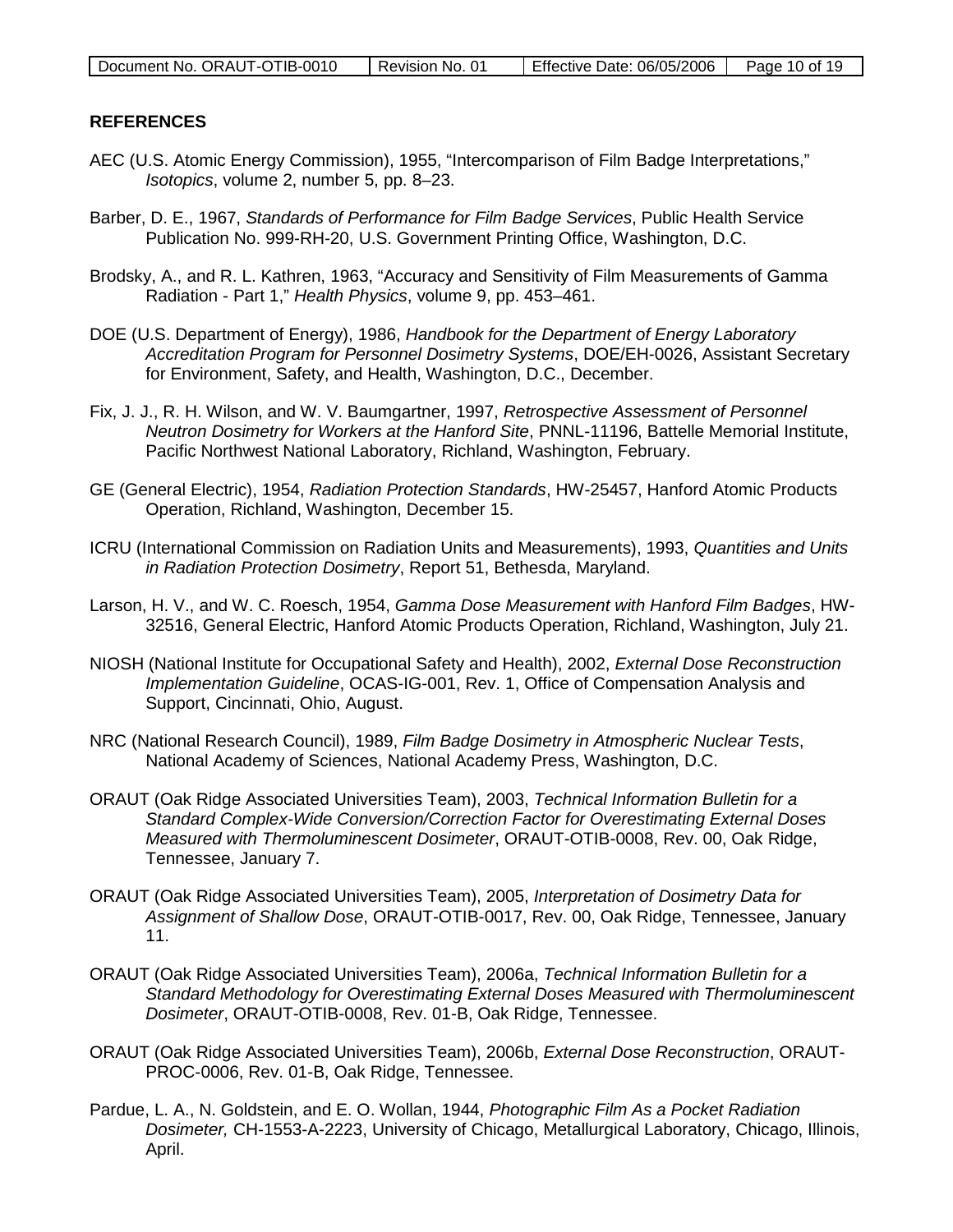## REFERENCES

AEC (U.S. Atomic Energy Commission), 1955, "Intercomparison of Film Badge Interpretations," *Isotopics*, volume 2, number 5, pp. 8–23.

Barber, D. E., 1967, *Standards of Performance for Film Badge Services*, Public Health Service Publication No. 999-RH-20, U.S. Government Printing Office, Washington, D.C.

Brodsky, A., and R. L. Kathren, 1963, "Accuracy and Sensitivity of Film Measurements of Gamma Radiation - Part 1," *Health Physics*, volume 9, pp. 453–461.

DOE (U.S. Department of Energy), 1986, *Handbook for the Department of Energy Laboratory Accreditation Program for Personnel Dosimetry Systems*, DOE/EH-0026, Assistant Secretary for Environment, Safety, and Health, Washington, D.C., December.

Fix, J. J., R. H. Wilson, and W. V. Baumgartner, 1997, *Retrospective Assessment of Personnel Neutron Dosimetry for Workers at the Hanford Site*, PNNL-11196, Battelle Memorial Institute, Pacific Northwest National Laboratory, Richland, Washington, February.

GE (General Electric), 1954, *Radiation Protection Standards*, HW-25457, Hanford Atomic Products Operation, Richland, Washington, December 15.

ICRU (International Commission on Radiation Units and Measurements), 1993, *Quantities and Units in Radiation Protection Dosimetry*, Report 51, Bethesda, Maryland.

Larson, H. V., and W. C. Roesch, 1954, *Gamma Dose Measurement with Hanford Film Badges*, HW-32516, General Electric, Hanford Atomic Products Operation, Richland, Washington, July 21.

NIOSH (National Institute for Occupational Safety and Health), 2002, *External Dose Reconstruction Implementation Guideline*, OCAS-IG-001, Rev. 1, Office of Compensation Analysis and Support, Cincinnati, Ohio, August.

NRC (National Research Council), 1989, *Film Badge Dosimetry in Atmospheric Nuclear Tests*, National Academy of Sciences, National Academy Press, Washington, D.C.

ORAUT (Oak Ridge Associated Universities Team), 2003, *Technical Information Bulletin for a Standard Complex-Wide Conversion/Correction Factor for Overestimating External Doses Measured with Thermoluminescent Dosimeter*, ORAUT-OTIB-0008, Rev. 00, Oak Ridge, Tennessee, January 7.

ORAUT (Oak Ridge Associated Universities Team), 2005, *Interpretation of Dosimetry Data for Assignment of Shallow Dose*, ORAUT-OTIB-0017, Rev. 00, Oak Ridge, Tennessee, January 11.

ORAUT (Oak Ridge Associated Universities Team), 2006a, *Technical Information Bulletin for a Standard Methodology for Overestimating External Doses Measured with Thermoluminescent Dosimeter*, ORAUT-OTIB-0008, Rev. 01-B, Oak Ridge, Tennessee.

ORAUT (Oak Ridge Associated Universities Team), 2006b, *External Dose Reconstruction*, ORAUT-PROC-0006, Rev. 01-B, Oak Ridge, Tennessee.

Pardue, L. A., N. Goldstein, and E. O. Wollan, 1944, *Photographic Film As a Pocket Radiation Dosimeter,* CH-1553-A-2223, University of Chicago, Metallurgical Laboratory, Chicago, Illinois, April.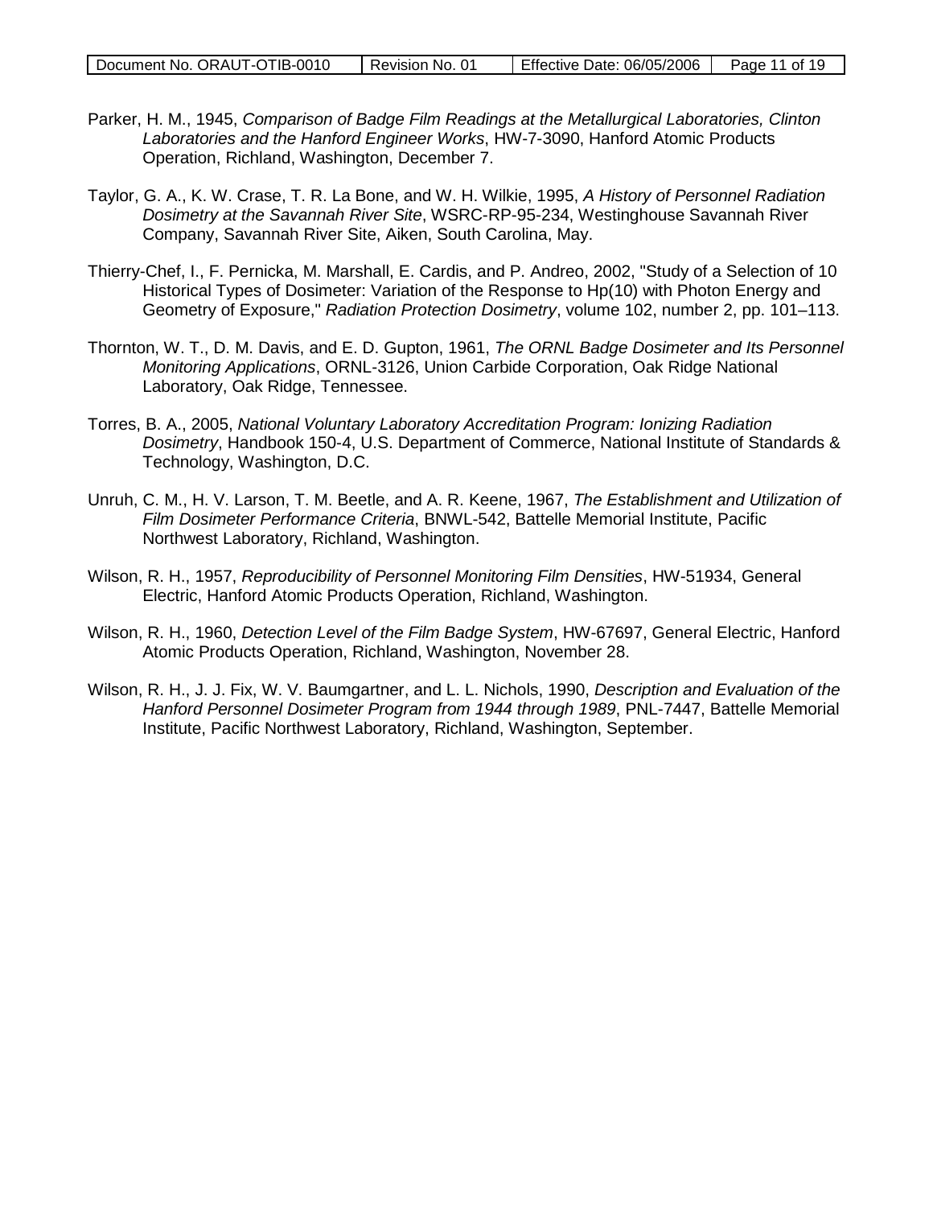Parker, H. M., 1945, *Comparison of Badge Film Readings at the Metallurgical Laboratories, Clinton Laboratories and the Hanford Engineer Works*, HW-7-3090, Hanford Atomic Products Operation, Richland, Washington, December 7.

Taylor, G. A., K. W. Crase, T. R. La Bone, and W. H. Wilkie, 1995, *A History of Personnel Radiation Dosimetry at the Savannah River Site*, WSRC-RP-95-234, Westinghouse Savannah River Company, Savannah River Site, Aiken, South Carolina, May.

Thierry-Chef, I., F. Pernicka, M. Marshall, E. Cardis, and P. Andreo, 2002, "Study of a Selection of 10 Historical Types of Dosimeter: Variation of the Response to Hp(10) with Photon Energy and Geometry of Exposure," *Radiation Protection Dosimetry*, volume 102, number 2, pp. 101–113.

Thornton, W. T., D. M. Davis, and E. D. Gupton, 1961, *The ORNL Badge Dosimeter and Its Personnel Monitoring Applications*, ORNL-3126, Union Carbide Corporation, Oak Ridge National Laboratory, Oak Ridge, Tennessee.

Torres, B. A., 2005, *National Voluntary Laboratory Accreditation Program: Ionizing Radiation Dosimetry*, Handbook 150-4, U.S. Department of Commerce, National Institute of Standards & Technology, Washington, D.C.

Unruh, C. M., H. V. Larson, T. M. Beetle, and A. R. Keene, 1967, *The Establishment and Utilization of Film Dosimeter Performance Criteria*, BNWL-542, Battelle Memorial Institute, Pacific Northwest Laboratory, Richland, Washington.

Wilson, R. H., 1957, *Reproducibility of Personnel Monitoring Film Densities*, HW-51934, General Electric, Hanford Atomic Products Operation, Richland, Washington.

Wilson, R. H., 1960, *Detection Level of the Film Badge System*, HW-67697, General Electric, Hanford Atomic Products Operation, Richland, Washington, November 28.

Wilson, R. H., J. J. Fix, W. V. Baumgartner, and L. L. Nichols, 1990, *Description and Evaluation of the Hanford Personnel Dosimeter Program from 1944 through 1989*, PNL-7447, Battelle Memorial Institute, Pacific Northwest Laboratory, Richland, Washington, September.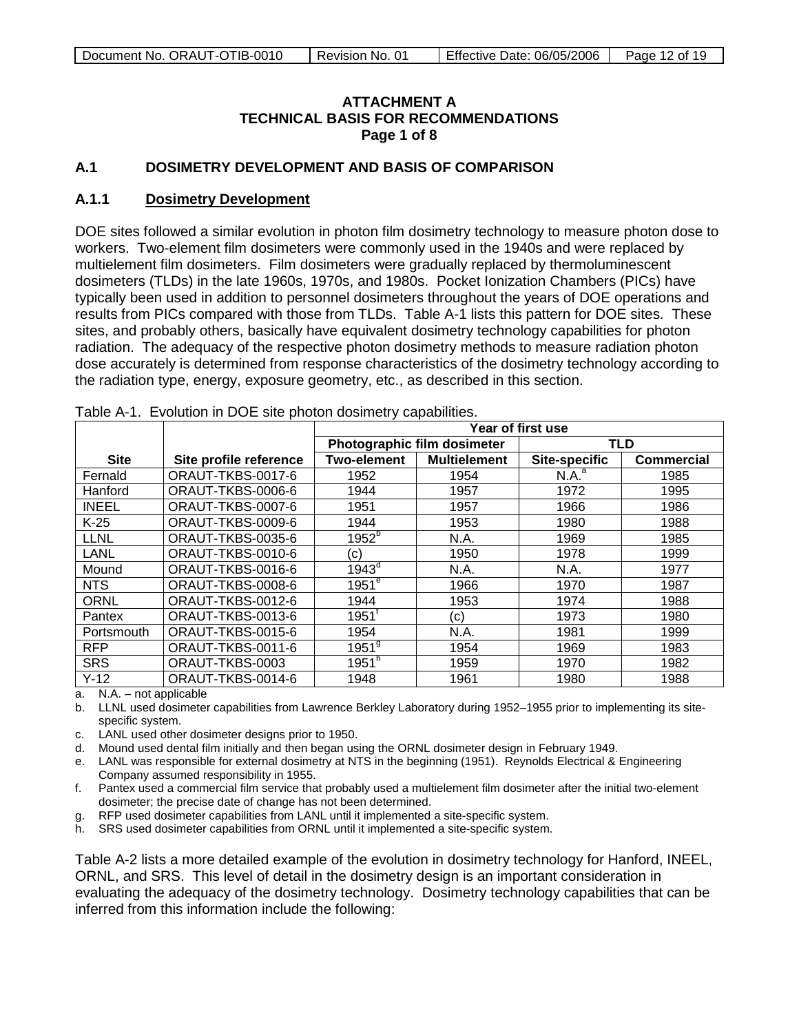**ATTACHMENT A**
**TECHNICAL BASIS FOR RECOMMENDATIONS**
**Page 1 of 8**

## A.1 DOSIMETRY DEVELOPMENT AND BASIS OF COMPARISON

### A.1.1 Dosimetry Development

DOE sites followed a similar evolution in photon film dosimetry technology to measure photon dose to workers. Two-element film dosimeters were commonly used in the 1940s and were replaced by multielement film dosimeters. Film dosimeters were gradually replaced by thermoluminescent dosimeters (TLDs) in the late 1960s, 1970s, and 1980s. Pocket Ionization Chambers (PICs) have typically been used in addition to personnel dosimeters throughout the years of DOE operations and results from PICs compared with those from TLDs. Table A-1 lists this pattern for DOE sites. These sites, and probably others, basically have equivalent dosimetry technology capabilities for photon radiation. The adequacy of the respective photon dosimetry methods to measure radiation photon dose accurately is determined from response characteristics of the dosimetry technology according to the radiation type, energy, exposure geometry, etc., as described in this section.

Table A-1. Evolution in DOE site photon dosimetry capabilities.

| | | Year of first use | | | |
|---|---|---|---|---|---|
| | | Photographic film dosimeter | | TLD | |
| Site | Site profile reference | Two-element | Multielement | Site-specific | Commercial |
| Fernald | ORAUT-TKBS-0017-6 | 1952 | 1954 | N.A.[a] | 1985 |
| Hanford | ORAUT-TKBS-0006-6 | 1944 | 1957 | 1972 | 1995 |
| INEEL | ORAUT-TKBS-0007-6 | 1951 | 1957 | 1966 | 1986 |
| K-25 | ORAUT-TKBS-0009-6 | 1944 | 1953 | 1980 | 1988 |
| LLNL | ORAUT-TKBS-0035-6 | 1952[b] | N.A. | 1969 | 1985 |
| LANL | ORAUT-TKBS-0010-6 | (c) | 1950 | 1978 | 1999 |
| Mound | ORAUT-TKBS-0016-6 | 1943[d] | N.A. | N.A. | 1977 |
| NTS | ORAUT-TKBS-0008-6 | 1951[e] | 1966 | 1970 | 1987 |
| ORNL | ORAUT-TKBS-0012-6 | 1944 | 1953 | 1974 | 1988 |
| Pantex | ORAUT-TKBS-0013-6 | 1951[f] | (c) | 1973 | 1980 |
| Portsmouth | ORAUT-TKBS-0015-6 | 1954 | N.A. | 1981 | 1999 |
| RFP | ORAUT-TKBS-0011-6 | 1951[g] | 1954 | 1969 | 1983 |
| SRS | ORAUT-TKBS-0003 | 1951[h] | 1959 | 1970 | 1982 |
| Y-12 | ORAUT-TKBS-0014-6 | 1948 | 1961 | 1980 | 1988 |

a. N.A. – not applicable
b. LLNL used dosimeter capabilities from Lawrence Berkley Laboratory during 1952–1955 prior to implementing its site-specific system.
c. LANL used other dosimeter designs prior to 1950.
d. Mound used dental film initially and then began using the ORNL dosimeter design in February 1949.
e. LANL was responsible for external dosimetry at NTS in the beginning (1951). Reynolds Electrical & Engineering Company assumed responsibility in 1955.
f. Pantex used a commercial film service that probably used a multielement film dosimeter after the initial two-element dosimeter; the precise date of change has not been determined.
g. RFP used dosimeter capabilities from LANL until it implemented a site-specific system.
h. SRS used dosimeter capabilities from ORNL until it implemented a site-specific system.

Table A-2 lists a more detailed example of the evolution in dosimetry technology for Hanford, INEEL, ORNL, and SRS. This level of detail in the dosimetry design is an important consideration in evaluating the adequacy of the dosimetry technology. Dosimetry technology capabilities that can be inferred from this information include the following: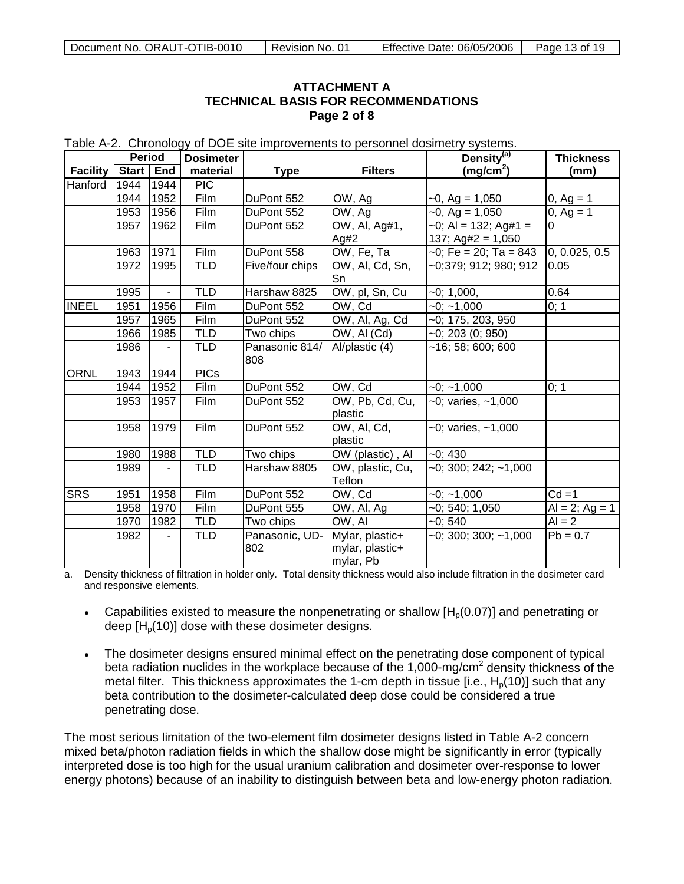**ATTACHMENT A**
**TECHNICAL BASIS FOR RECOMMENDATIONS**
**Page 2 of 8**

Table A-2. Chronology of DOE site improvements to personnel dosimetry systems.

| Facility | Period | | Dosimeter material | Type | Filters | Density[(a)] ($mg/cm^2$) | Thickness (mm) |
|---|---|---|---|---|---|---|---|
| | Start | End | | | | | |
| Hanford | 1944 | 1944 | PIC | | | | |
| | 1944 | 1952 | Film | DuPont 552 | OW, Ag | ~0, Ag = 1,050 | 0, Ag = 1 |
| | 1953 | 1956 | Film | DuPont 552 | OW, Ag | ~0, Ag = 1,050 | 0, Ag = 1 |
| | 1957 | 1962 | Film | DuPont 552 | OW, Al, Ag#1, Ag#2 | ~0; Al = 132; Ag#1 = 137; Ag#2 = 1,050 | 0 |
| | 1963 | 1971 | Film | DuPont 558 | OW, Fe, Ta | ~0; Fe = 20; Ta = 843 | 0, 0.025, 0.5 |
| | 1972 | 1995 | TLD | Five/four chips | OW, Al, Cd, Sn, Sn | ~0;379; 912; 980; 912 | 0.05 |
| | 1995 | - | TLD | Harshaw 8825 | OW, pl, Sn, Cu | ~0; 1,000, | 0.64 |
| INEEL | 1951 | 1956 | Film | DuPont 552 | OW, Cd | ~0; ~1,000 | 0; 1 |
| | 1957 | 1965 | Film | DuPont 552 | OW, Al, Ag, Cd | ~0; 175, 203, 950 | |
| | 1966 | 1985 | TLD | Two chips | OW, Al (Cd) | ~0; 203 (0; 950) | |
| | 1986 | - | TLD | Panasonic 814/ 808 | Al/plastic (4) | ~16; 58; 600; 600 | |
| ORNL | 1943 | 1944 | PICs | | | | |
| | 1944 | 1952 | Film | DuPont 552 | OW, Cd | ~0; ~1,000 | 0; 1 |
| | 1953 | 1957 | Film | DuPont 552 | OW, Pb, Cd, Cu, plastic | ~0; varies, ~1,000 | |
| | 1958 | 1979 | Film | DuPont 552 | OW, Al, Cd, plastic | ~0; varies, ~1,000 | |
| | 1980 | 1988 | TLD | Two chips | OW (plastic) , Al | ~0; 430 | |
| | 1989 | - | TLD | Harshaw 8805 | OW, plastic, Cu, Teflon | ~0; 300; 242; ~1,000 | |
| SRS | 1951 | 1958 | Film | DuPont 552 | OW, Cd | ~0; ~1,000 | Cd =1 |
| | 1958 | 1970 | Film | DuPont 555 | OW, Al, Ag | ~0; 540; 1,050 | Al = 2; Ag = 1 |
| | 1970 | 1982 | TLD | Two chips | OW, Al | ~0; 540 | Al = 2 |
| | 1982 | - | TLD | Panasonic, UD-802 | Mylar, plastic+ mylar, plastic+ mylar, Pb | ~0; 300; 300; ~1,000 | Pb = 0.7 |

a. Density thickness of filtration in holder only. Total density thickness would also include filtration in the dosimeter card and responsive elements.

- Capabilities existed to measure the nonpenetrating or shallow [$H_p(0.07)$] and penetrating or deep [$H_p(10)$] dose with these dosimeter designs.
- The dosimeter designs ensured minimal effect on the penetrating dose component of typical beta radiation nuclides in the workplace because of the 1,000-$mg/cm^2$ density thickness of the metal filter. This thickness approximates the 1-cm depth in tissue [i.e., $H_p(10)$] such that any beta contribution to the dosimeter-calculated deep dose could be considered a true penetrating dose.

The most serious limitation of the two-element film dosimeter designs listed in Table A-2 concern mixed beta/photon radiation fields in which the shallow dose might be significantly in error (typically interpreted dose is too high for the usual uranium calibration and dosimeter over-response to lower energy photons) because of an inability to distinguish between beta and low-energy photon radiation.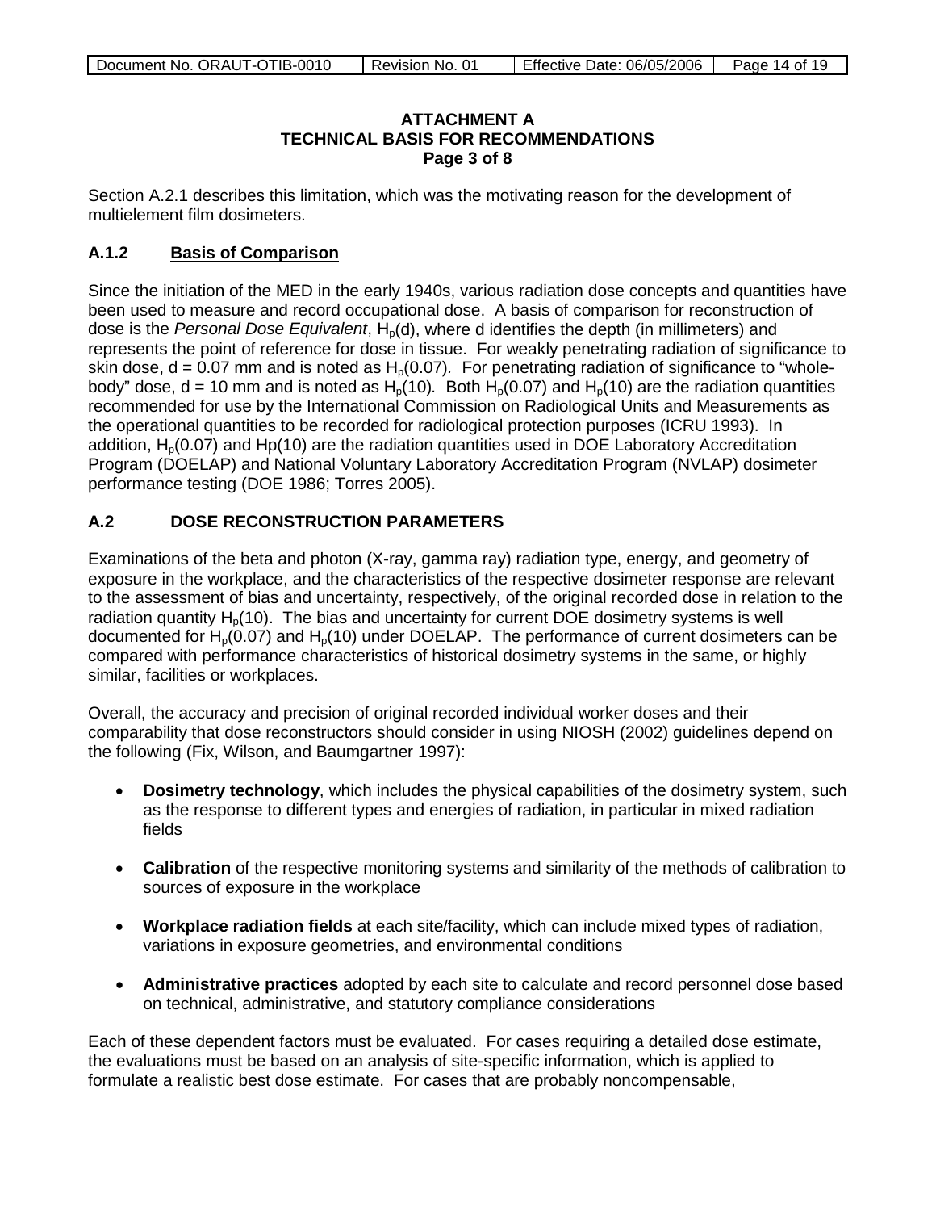**ATTACHMENT A**
**TECHNICAL BASIS FOR RECOMMENDATIONS**
**Page 3 of 8**

Section A.2.1 describes this limitation, which was the motivating reason for the development of multielement film dosimeters.

### A.1.2 Basis of Comparison

Since the initiation of the MED in the early 1940s, various radiation dose concepts and quantities have been used to measure and record occupational dose. A basis of comparison for reconstruction of dose is the *Personal Dose Equivalent*, $H_p(d)$, where d identifies the depth (in millimeters) and represents the point of reference for dose in tissue. For weakly penetrating radiation of significance to skin dose, d = 0.07 mm and is noted as $H_p(0.07)$. For penetrating radiation of significance to "whole-body" dose, d = 10 mm and is noted as $H_p(10)$. Both $H_p(0.07)$ and $H_p(10)$ are the radiation quantities recommended for use by the International Commission on Radiological Units and Measurements as the operational quantities to be recorded for radiological protection purposes (ICRU 1993). In addition, $H_p(0.07)$ and Hp(10) are the radiation quantities used in DOE Laboratory Accreditation Program (DOELAP) and National Voluntary Laboratory Accreditation Program (NVLAP) dosimeter performance testing (DOE 1986; Torres 2005).

## A.2 DOSE RECONSTRUCTION PARAMETERS

Examinations of the beta and photon (X-ray, gamma ray) radiation type, energy, and geometry of exposure in the workplace, and the characteristics of the respective dosimeter response are relevant to the assessment of bias and uncertainty, respectively, of the original recorded dose in relation to the radiation quantity $H_p(10)$. The bias and uncertainty for current DOE dosimetry systems is well documented for $H_p(0.07)$ and $H_p(10)$ under DOELAP. The performance of current dosimeters can be compared with performance characteristics of historical dosimetry systems in the same, or highly similar, facilities or workplaces.

Overall, the accuracy and precision of original recorded individual worker doses and their comparability that dose reconstructors should consider in using NIOSH (2002) guidelines depend on the following (Fix, Wilson, and Baumgartner 1997):

- **Dosimetry technology**, which includes the physical capabilities of the dosimetry system, such as the response to different types and energies of radiation, in particular in mixed radiation fields
- **Calibration** of the respective monitoring systems and similarity of the methods of calibration to sources of exposure in the workplace
- **Workplace radiation fields** at each site/facility, which can include mixed types of radiation, variations in exposure geometries, and environmental conditions
- **Administrative practices** adopted by each site to calculate and record personnel dose based on technical, administrative, and statutory compliance considerations

Each of these dependent factors must be evaluated. For cases requiring a detailed dose estimate, the evaluations must be based on an analysis of site-specific information, which is applied to formulate a realistic best dose estimate. For cases that are probably noncompensable,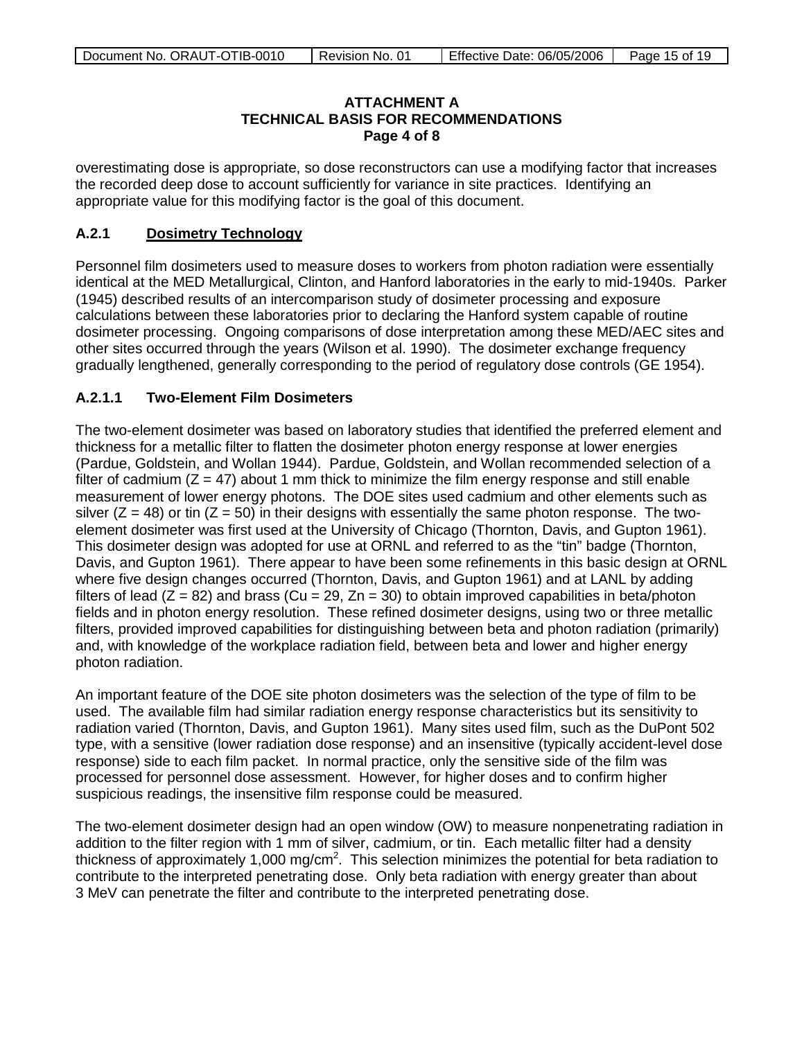**ATTACHMENT A**
**TECHNICAL BASIS FOR RECOMMENDATIONS**
**Page 4 of 8**

overestimating dose is appropriate, so dose reconstructors can use a modifying factor that increases the recorded deep dose to account sufficiently for variance in site practices. Identifying an appropriate value for this modifying factor is the goal of this document.

### A.2.1 Dosimetry Technology

Personnel film dosimeters used to measure doses to workers from photon radiation were essentially identical at the MED Metallurgical, Clinton, and Hanford laboratories in the early to mid-1940s. Parker (1945) described results of an intercomparison study of dosimeter processing and exposure calculations between these laboratories prior to declaring the Hanford system capable of routine dosimeter processing. Ongoing comparisons of dose interpretation among these MED/AEC sites and other sites occurred through the years (Wilson et al. 1990). The dosimeter exchange frequency gradually lengthened, generally corresponding to the period of regulatory dose controls (GE 1954).

#### A.2.1.1 Two-Element Film Dosimeters

The two-element dosimeter was based on laboratory studies that identified the preferred element and thickness for a metallic filter to flatten the dosimeter photon energy response at lower energies (Pardue, Goldstein, and Wollan 1944). Pardue, Goldstein, and Wollan recommended selection of a filter of cadmium ($Z = 47$) about 1 mm thick to minimize the film energy response and still enable measurement of lower energy photons. The DOE sites used cadmium and other elements such as silver ($Z = 48$) or tin ($Z = 50$) in their designs with essentially the same photon response. The two-element dosimeter was first used at the University of Chicago (Thornton, Davis, and Gupton 1961). This dosimeter design was adopted for use at ORNL and referred to as the "tin" badge (Thornton, Davis, and Gupton 1961). There appear to have been some refinements in this basic design at ORNL where five design changes occurred (Thornton, Davis, and Gupton 1961) and at LANL by adding filters of lead ($Z = 82$) and brass ($Cu = 29$, $Zn = 30$) to obtain improved capabilities in beta/photon fields and in photon energy resolution. These refined dosimeter designs, using two or three metallic filters, provided improved capabilities for distinguishing between beta and photon radiation (primarily) and, with knowledge of the workplace radiation field, between beta and lower and higher energy photon radiation.

An important feature of the DOE site photon dosimeters was the selection of the type of film to be used. The available film had similar radiation energy response characteristics but its sensitivity to radiation varied (Thornton, Davis, and Gupton 1961). Many sites used film, such as the DuPont 502 type, with a sensitive (lower radiation dose response) and an insensitive (typically accident-level dose response) side to each film packet. In normal practice, only the sensitive side of the film was processed for personnel dose assessment. However, for higher doses and to confirm higher suspicious readings, the insensitive film response could be measured.

The two-element dosimeter design had an open window (OW) to measure nonpenetrating radiation in addition to the filter region with 1 mm of silver, cadmium, or tin. Each metallic filter had a density thickness of approximately 1,000 mg/cm$^2$. This selection minimizes the potential for beta radiation to contribute to the interpreted penetrating dose. Only beta radiation with energy greater than about 3 MeV can penetrate the filter and contribute to the interpreted penetrating dose.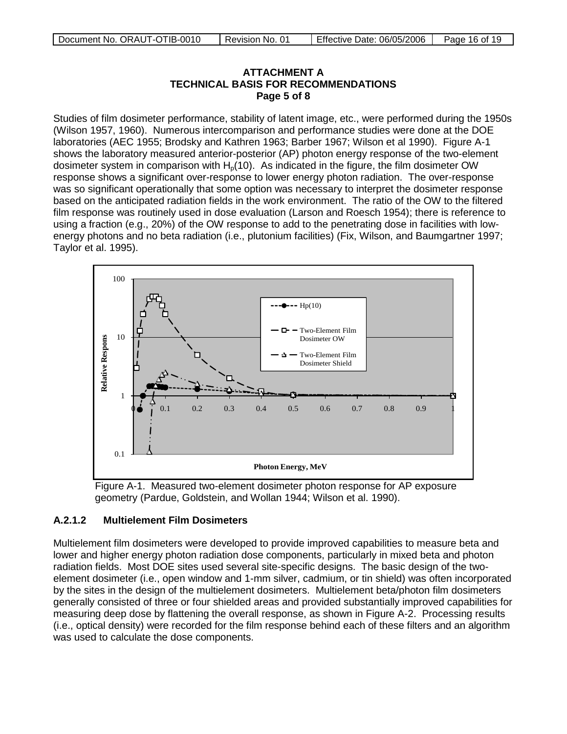**ATTACHMENT A**
**TECHNICAL BASIS FOR RECOMMENDATIONS**
**Page 5 of 8**

Studies of film dosimeter performance, stability of latent image, etc., were performed during the 1950s (Wilson 1957, 1960). Numerous intercomparison and performance studies were done at the DOE laboratories (AEC 1955; Brodsky and Kathren 1963; Barber 1967; Wilson et al 1990). Figure A-1 shows the laboratory measured anterior-posterior (AP) photon energy response of the two-element dosimeter system in comparison with $H_p(10)$. As indicated in the figure, the film dosimeter OW response shows a significant over-response to lower energy photon radiation. The over-response was so significant operationally that some option was necessary to interpret the dosimeter response based on the anticipated radiation fields in the work environment. The ratio of the OW to the filtered film response was routinely used in dose evaluation (Larson and Roesch 1954); there is reference to using a fraction (e.g., 20%) of the OW response to add to the penetrating dose in facilities with low-energy photons and no beta radiation (i.e., plutonium facilities) (Fix, Wilson, and Baumgartner 1997; Taylor et al. 1995).

Figure A-1. Measured two-element dosimeter photon response for AP exposure geometry (Pardue, Goldstein, and Wollan 1944; Wilson et al. 1990).

### A.2.1.2 Multielement Film Dosimeters

Multielement film dosimeters were developed to provide improved capabilities to measure beta and lower and higher energy photon radiation dose components, particularly in mixed beta and photon radiation fields. Most DOE sites used several site-specific designs. The basic design of the two-element dosimeter (i.e., open window and 1-mm silver, cadmium, or tin shield) was often incorporated by the sites in the design of the multielement dosimeters. Multielement beta/photon film dosimeters generally consisted of three or four shielded areas and provided substantially improved capabilities for measuring deep dose by flattening the overall response, as shown in Figure A-2. Processing results (i.e., optical density) were recorded for the film response behind each of these filters and an algorithm was used to calculate the dose components.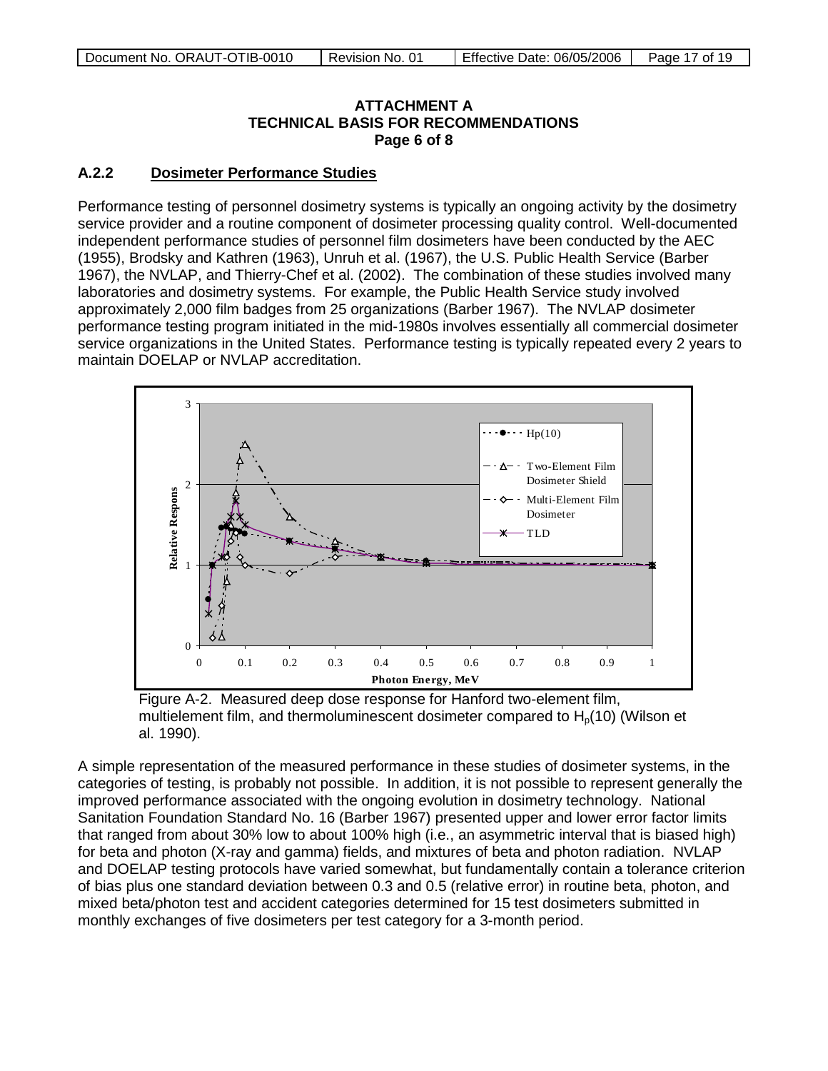**ATTACHMENT A**
**TECHNICAL BASIS FOR RECOMMENDATIONS**
**Page 6 of 8**

## A.2.2 Dosimeter Performance Studies

Performance testing of personnel dosimetry systems is typically an ongoing activity by the dosimetry service provider and a routine component of dosimeter processing quality control. Well-documented independent performance studies of personnel film dosimeters have been conducted by the AEC (1955), Brodsky and Kathren (1963), Unruh et al. (1967), the U.S. Public Health Service (Barber 1967), the NVLAP, and Thierry-Chef et al. (2002). The combination of these studies involved many laboratories and dosimetry systems. For example, the Public Health Service study involved approximately 2,000 film badges from 25 organizations (Barber 1967). The NVLAP dosimeter performance testing program initiated in the mid-1980s involves essentially all commercial dosimeter service organizations in the United States. Performance testing is typically repeated every 2 years to maintain DOELAP or NVLAP accreditation.

Figure A-2. Measured deep dose response for Hanford two-element film, multielement film, and thermoluminescent dosimeter compared to $H_p(10)$ (Wilson et al. 1990).

A simple representation of the measured performance in these studies of dosimeter systems, in the categories of testing, is probably not possible. In addition, it is not possible to represent generally the improved performance associated with the ongoing evolution in dosimetry technology. National Sanitation Foundation Standard No. 16 (Barber 1967) presented upper and lower error factor limits that ranged from about 30% low to about 100% high (i.e., an asymmetric interval that is biased high) for beta and photon (X-ray and gamma) fields, and mixtures of beta and photon radiation. NVLAP and DOELAP testing protocols have varied somewhat, but fundamentally contain a tolerance criterion of bias plus one standard deviation between 0.3 and 0.5 (relative error) in routine beta, photon, and mixed beta/photon test and accident categories determined for 15 test dosimeters submitted in monthly exchanges of five dosimeters per test category for a 3-month period.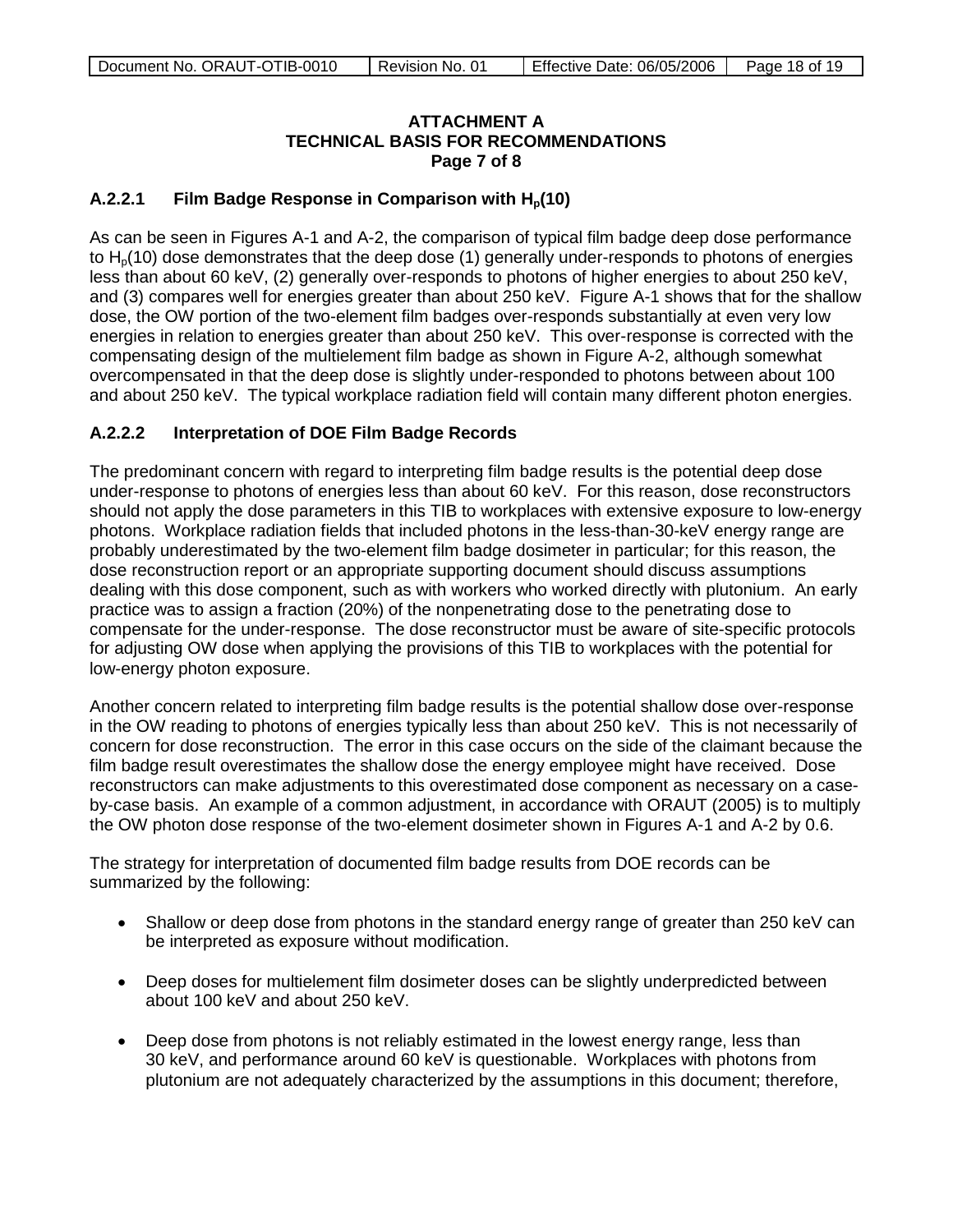**ATTACHMENT A**
**TECHNICAL BASIS FOR RECOMMENDATIONS**
**Page 7 of 8**

### A.2.2.1 Film Badge Response in Comparison with $H_p(10)$

As can be seen in Figures A-1 and A-2, the comparison of typical film badge deep dose performance to $H_p(10)$ dose demonstrates that the deep dose (1) generally under-responds to photons of energies less than about 60 keV, (2) generally over-responds to photons of higher energies to about 250 keV, and (3) compares well for energies greater than about 250 keV. Figure A-1 shows that for the shallow dose, the OW portion of the two-element film badges over-responds substantially at even very low energies in relation to energies greater than about 250 keV. This over-response is corrected with the compensating design of the multielement film badge as shown in Figure A-2, although somewhat overcompensated in that the deep dose is slightly under-responded to photons between about 100 and about 250 keV. The typical workplace radiation field will contain many different photon energies.

### A.2.2.2 Interpretation of DOE Film Badge Records

The predominant concern with regard to interpreting film badge results is the potential deep dose under-response to photons of energies less than about 60 keV. For this reason, dose reconstructors should not apply the dose parameters in this TIB to workplaces with extensive exposure to low-energy photons. Workplace radiation fields that included photons in the less-than-30-keV energy range are probably underestimated by the two-element film badge dosimeter in particular; for this reason, the dose reconstruction report or an appropriate supporting document should discuss assumptions dealing with this dose component, such as with workers who worked directly with plutonium. An early practice was to assign a fraction (20%) of the nonpenetrating dose to the penetrating dose to compensate for the under-response. The dose reconstructor must be aware of site-specific protocols for adjusting OW dose when applying the provisions of this TIB to workplaces with the potential for low-energy photon exposure.

Another concern related to interpreting film badge results is the potential shallow dose over-response in the OW reading to photons of energies typically less than about 250 keV. This is not necessarily of concern for dose reconstruction. The error in this case occurs on the side of the claimant because the film badge result overestimates the shallow dose the energy employee might have received. Dose reconstructors can make adjustments to this overestimated dose component as necessary on a case-by-case basis. An example of a common adjustment, in accordance with ORAUT (2005) is to multiply the OW photon dose response of the two-element dosimeter shown in Figures A-1 and A-2 by 0.6.

The strategy for interpretation of documented film badge results from DOE records can be summarized by the following:

- Shallow or deep dose from photons in the standard energy range of greater than 250 keV can be interpreted as exposure without modification.
- Deep doses for multielement film dosimeter doses can be slightly underpredicted between about 100 keV and about 250 keV.
- Deep dose from photons is not reliably estimated in the lowest energy range, less than 30 keV, and performance around 60 keV is questionable. Workplaces with photons from plutonium are not adequately characterized by the assumptions in this document; therefore,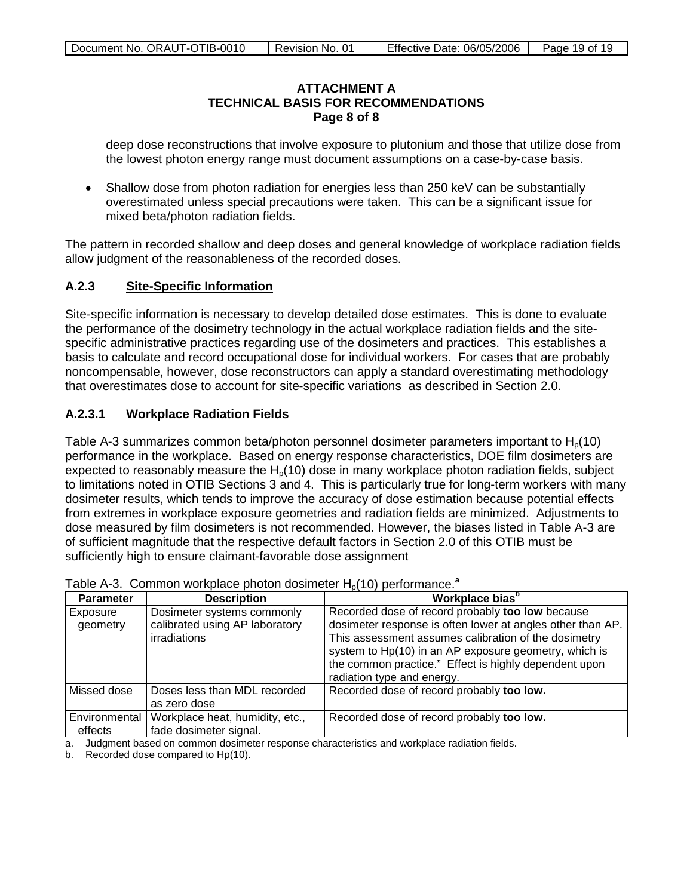**ATTACHMENT A**
**TECHNICAL BASIS FOR RECOMMENDATIONS**
**Page 8 of 8**

deep dose reconstructions that involve exposure to plutonium and those that utilize dose from the lowest photon energy range must document assumptions on a case-by-case basis.

- Shallow dose from photon radiation for energies less than 250 keV can be substantially overestimated unless special precautions were taken. This can be a significant issue for mixed beta/photon radiation fields.

The pattern in recorded shallow and deep doses and general knowledge of workplace radiation fields allow judgment of the reasonableness of the recorded doses.

### A.2.3 Site-Specific Information

Site-specific information is necessary to develop detailed dose estimates. This is done to evaluate the performance of the dosimetry technology in the actual workplace radiation fields and the site-specific administrative practices regarding use of the dosimeters and practices. This establishes a basis to calculate and record occupational dose for individual workers. For cases that are probably noncompensable, however, dose reconstructors can apply a standard overestimating methodology that overestimates dose to account for site-specific variations as described in Section 2.0.

#### A.2.3.1 Workplace Radiation Fields

Table A-3 summarizes common beta/photon personnel dosimeter parameters important to $H_p(10)$ performance in the workplace. Based on energy response characteristics, DOE film dosimeters are expected to reasonably measure the $H_p(10)$ dose in many workplace photon radiation fields, subject to limitations noted in OTIB Sections 3 and 4. This is particularly true for long-term workers with many dosimeter results, which tends to improve the accuracy of dose estimation because potential effects from extremes in workplace exposure geometries and radiation fields are minimized. Adjustments to dose measured by film dosimeters is not recommended. However, the biases listed in Table A-3 are of sufficient magnitude that the respective default factors in Section 2.0 of this OTIB must be sufficiently high to ensure claimant-favorable dose assignment

Table A-3. Common workplace photon dosimeter $H_p(10)$ performance.[a]

| Parameter | Description | Workplace bias[b] |
|---|---|---|
| Exposure geometry | Dosimeter systems commonly calibrated using AP laboratory irradiations | Recorded dose of record probably **too low** because dosimeter response is often lower at angles other than AP. This assessment assumes calibration of the dosimetry system to Hp(10) in an AP exposure geometry, which is the common practice." Effect is highly dependent upon radiation type and energy. |
| Missed dose | Doses less than MDL recorded as zero dose | Recorded dose of record probably **too low.** |
| Environmental effects | Workplace heat, humidity, etc., fade dosimeter signal. | Recorded dose of record probably **too low.** |

a. Judgment based on common dosimeter response characteristics and workplace radiation fields.
b. Recorded dose compared to Hp(10).